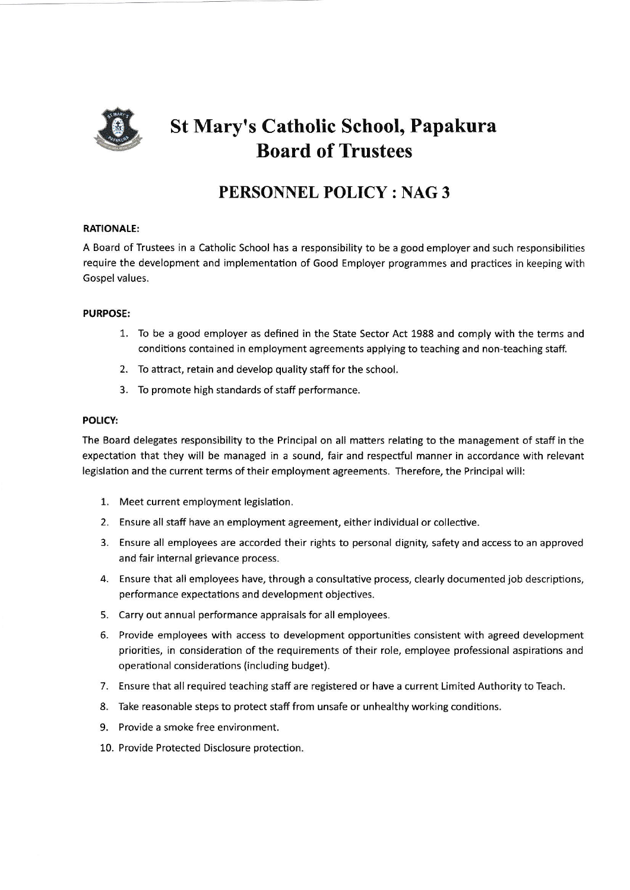# St Mary's Catholic School, Papakura
# Board of Trustees

## PERSONNEL POLICY : NAG 3

**RATIONALE:**

A Board of Trustees in a Catholic School has a responsibility to be a good employer and such responsibilities require the development and implementation of Good Employer programmes and practices in keeping with Gospel values.

**PURPOSE:**

1. To be a good employer as defined in the State Sector Act 1988 and comply with the terms and conditions contained in employment agreements applying to teaching and non-teaching staff.
2. To attract, retain and develop quality staff for the school.
3. To promote high standards of staff performance.

**POLICY:**

The Board delegates responsibility to the Principal on all matters relating to the management of staff in the expectation that they will be managed in a sound, fair and respectful manner in accordance with relevant legislation and the current terms of their employment agreements. Therefore, the Principal will:

1. Meet current employment legislation.
2. Ensure all staff have an employment agreement, either individual or collective.
3. Ensure all employees are accorded their rights to personal dignity, safety and access to an approved and fair internal grievance process.
4. Ensure that all employees have, through a consultative process, clearly documented job descriptions, performance expectations and development objectives.
5. Carry out annual performance appraisals for all employees.
6. Provide employees with access to development opportunities consistent with agreed development priorities, in consideration of the requirements of their role, employee professional aspirations and operational considerations (including budget).
7. Ensure that all required teaching staff are registered or have a current Limited Authority to Teach.
8. Take reasonable steps to protect staff from unsafe or unhealthy working conditions.
9. Provide a smoke free environment.
10. Provide Protected Disclosure protection.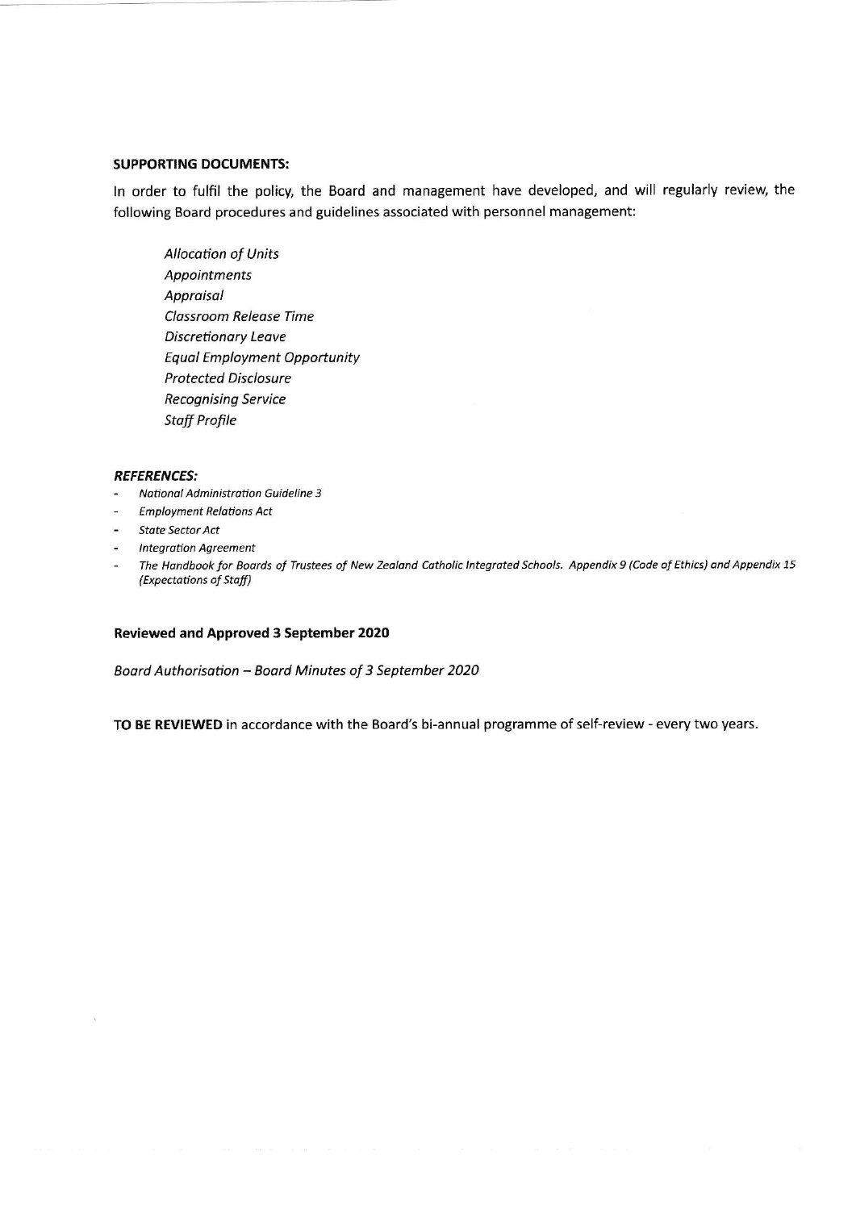**SUPPORTING DOCUMENTS:**

In order to fulfil the policy, the Board and management have developed, and will regularly review, the following Board procedures and guidelines associated with personnel management:

*Allocation of Units*
*Appointments*
*Appraisal*
*Classroom Release Time*
*Discretionary Leave*
*Equal Employment Opportunity*
*Protected Disclosure*
*Recognising Service*
*Staff Profile*

***REFERENCES:***

- *National Administration Guideline 3*
- *Employment Relations Act*
- *State Sector Act*
- *Integration Agreement*
- *The Handbook for Boards of Trustees of New Zealand Catholic Integrated Schools. Appendix 9 (Code of Ethics) and Appendix 15 (Expectations of Staff)*

**Reviewed and Approved 3 September 2020**

*Board Authorisation – Board Minutes of 3 September 2020*

**TO BE REVIEWED** in accordance with the Board's bi-annual programme of self-review - every two years.